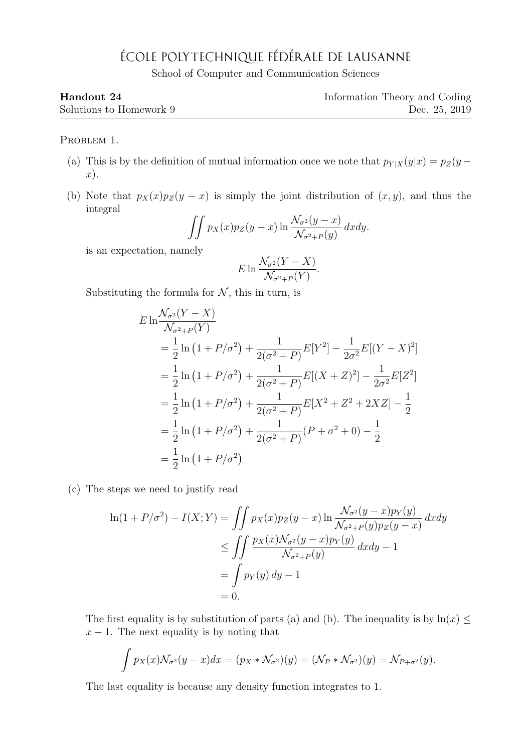# ÉCOLE POLYTECHNIQUE FÉDÉRALE DE LAUSANNE

School of Computer and Communication Sciences

**Handout 24** — Information Theory and Coding
Solutions to Homework 9 — Dec. 25, 2019

Problem 1.

(a) This is by the definition of mutual information once we note that $p_{Y|X}(y|x) = p_Z(y - x)$.

(b) Note that $p_X(x)p_Z(y-x)$ is simply the joint distribution of $(x, y)$, and thus the integral

$$\iint p_X(x)p_Z(y-x)\ln\frac{\mathcal{N}_{\sigma^2}(y-x)}{\mathcal{N}_{\sigma^2+P}(y)}\,dxdy.$$

is an expectation, namely

$$E\ln\frac{\mathcal{N}_{\sigma^2}(Y-X)}{\mathcal{N}_{\sigma^2+P}(Y)}.$$

Substituting the formula for $\mathcal{N}$, this in turn, is

$$\begin{aligned}
E\ln&\frac{\mathcal{N}_{\sigma^2}(Y-X)}{\mathcal{N}_{\sigma^2+P}(Y)}\\
&= \frac{1}{2}\ln\left(1+P/\sigma^2\right) + \frac{1}{2(\sigma^2+P)}E[Y^2] - \frac{1}{2\sigma^2}E[(Y-X)^2]\\
&= \frac{1}{2}\ln\left(1+P/\sigma^2\right) + \frac{1}{2(\sigma^2+P)}E[(X+Z)^2] - \frac{1}{2\sigma^2}E[Z^2]\\
&= \frac{1}{2}\ln\left(1+P/\sigma^2\right) + \frac{1}{2(\sigma^2+P)}E[X^2+Z^2+2XZ] - \frac{1}{2}\\
&= \frac{1}{2}\ln\left(1+P/\sigma^2\right) + \frac{1}{2(\sigma^2+P)}(P+\sigma^2+0) - \frac{1}{2}\\
&= \frac{1}{2}\ln\left(1+P/\sigma^2\right)
\end{aligned}$$

(c) The steps we need to justify read

$$\begin{aligned}
\ln(1+P/\sigma^2) - I(X;Y) &= \iint p_X(x)p_Z(y-x)\ln\frac{\mathcal{N}_{\sigma^2}(y-x)p_Y(y)}{\mathcal{N}_{\sigma^2+P}(y)p_Z(y-x)}\,dxdy\\
&\le \iint \frac{p_X(x)\mathcal{N}_{\sigma^2}(y-x)p_Y(y)}{\mathcal{N}_{\sigma^2+P}(y)}\,dxdy - 1\\
&= \int p_Y(y)\,dy - 1\\
&= 0.
\end{aligned}$$

The first equality is by substitution of parts (a) and (b). The inequality is by $\ln(x) \le x - 1$. The next equality is by noting that

$$\int p_X(x)\mathcal{N}_{\sigma^2}(y-x)dx = (p_X * \mathcal{N}_{\sigma^2})(y) = (\mathcal{N}_P * \mathcal{N}_{\sigma^2})(y) = \mathcal{N}_{P+\sigma^2}(y).$$

The last equality is because any density function integrates to 1.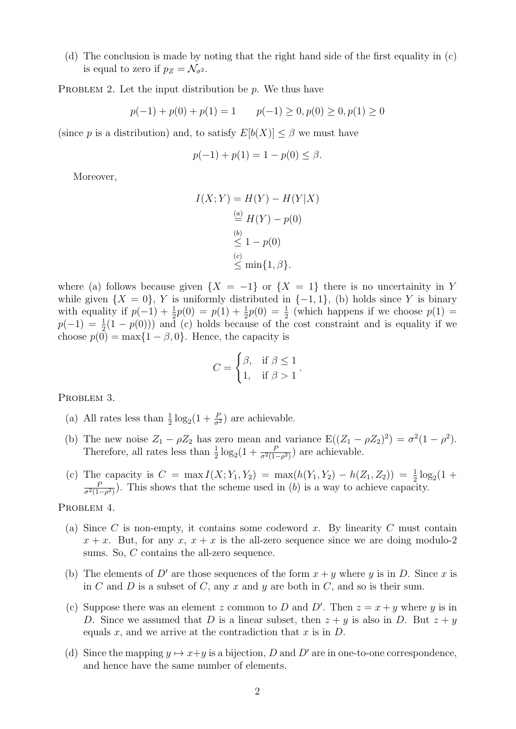(d) The conclusion is made by noting that the right hand side of the first equality in (c) is equal to zero if $p_Z = \mathcal{N}_{\sigma^2}$.

PROBLEM 2. Let the input distribution be $p$. We thus have

$$p(-1) + p(0) + p(1) = 1 \qquad p(-1) \geq 0, p(0) \geq 0, p(1) \geq 0$$

(since $p$ is a distribution) and, to satisfy $E[b(X)] \leq \beta$ we must have

$$p(-1) + p(1) = 1 - p(0) \leq \beta.$$

Moreover,

$$\begin{aligned}
I(X;Y) &= H(Y) - H(Y|X) \\
&\overset{(a)}{=} H(Y) - p(0) \\
&\overset{(b)}{\leq} 1 - p(0) \\
&\overset{(c)}{\leq} \min\{1, \beta\}.
\end{aligned}$$

where (a) follows because given $\{X = -1\}$ or $\{X = 1\}$ there is no uncertainity in $Y$ while given $\{X = 0\}$, $Y$ is uniformly distributed in $\{-1, 1\}$, (b) holds since $Y$ is binary with equality if $p(-1) + \frac{1}{2}p(0) = p(1) + \frac{1}{2}p(0) = \frac{1}{2}$ (which happens if we choose $p(1) = p(-1) = \frac{1}{2}(1 - p(0))$) and (c) holds because of the cost constraint and is equality if we choose $p(0) = \max\{1 - \beta, 0\}$. Hence, the capacity is

$$C = \begin{cases} \beta, & \text{if } \beta \leq 1 \\ 1, & \text{if } \beta > 1 \end{cases}.$$

PROBLEM 3.

(a) All rates less than $\frac{1}{2}\log_2(1 + \frac{P}{\sigma^2})$ are achievable.

(b) The new noise $Z_1 - \rho Z_2$ has zero mean and variance $\mathrm{E}((Z_1 - \rho Z_2)^2) = \sigma^2(1 - \rho^2)$. Therefore, all rates less than $\frac{1}{2}\log_2(1 + \frac{P}{\sigma^2(1-\rho^2)})$ are achievable.

(c) The capacity is $C = \max I(X; Y_1, Y_2) = \max(h(Y_1, Y_2) - h(Z_1, Z_2)) = \frac{1}{2}\log_2(1 + \frac{P}{\sigma^2(1-\rho^2)})$. This shows that the scheme used in $(b)$ is a way to achieve capacity.

PROBLEM 4.

(a) Since $C$ is non-empty, it contains some codeword $x$. By linearity $C$ must contain $x + x$. But, for any $x$, $x + x$ is the all-zero sequence since we are doing modulo-2 sums. So, $C$ contains the all-zero sequence.

(b) The elements of $D'$ are those sequences of the form $x + y$ where $y$ is in $D$. Since $x$ is in $C$ and $D$ is a subset of $C$, any $x$ and $y$ are both in $C$, and so is their sum.

(c) Suppose there was an element $z$ common to $D$ and $D'$. Then $z = x + y$ where $y$ is in $D$. Since we assumed that $D$ is a linear subset, then $z + y$ is also in $D$. But $z + y$ equals $x$, and we arrive at the contradiction that $x$ is in $D$.

(d) Since the mapping $y \mapsto x + y$ is a bijection, $D$ and $D'$ are in one-to-one correspondence, and hence have the same number of elements.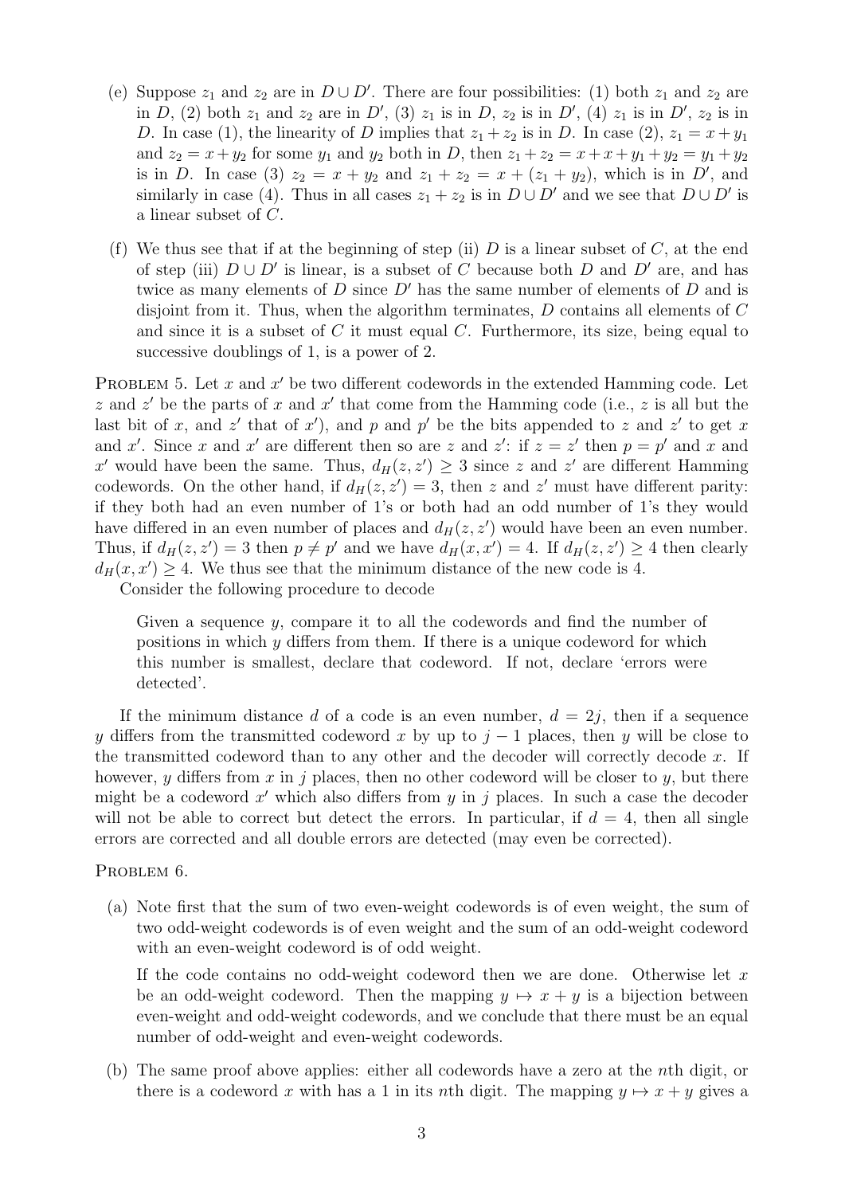(e) Suppose $z_1$ and $z_2$ are in $D \cup D'$. There are four possibilities: (1) both $z_1$ and $z_2$ are in $D$, (2) both $z_1$ and $z_2$ are in $D'$, (3) $z_1$ is in $D$, $z_2$ is in $D'$, (4) $z_1$ is in $D'$, $z_2$ is in $D$. In case (1), the linearity of $D$ implies that $z_1 + z_2$ is in $D$. In case (2), $z_1 = x + y_1$ and $z_2 = x + y_2$ for some $y_1$ and $y_2$ both in $D$, then $z_1 + z_2 = x + x + y_1 + y_2 = y_1 + y_2$ is in $D$. In case (3) $z_2 = x + y_2$ and $z_1 + z_2 = x + (z_1 + y_2)$, which is in $D'$, and similarly in case (4). Thus in all cases $z_1 + z_2$ is in $D \cup D'$ and we see that $D \cup D'$ is a linear subset of $C$.

(f) We thus see that if at the beginning of step (ii) $D$ is a linear subset of $C$, at the end of step (iii) $D \cup D'$ is linear, is a subset of $C$ because both $D$ and $D'$ are, and has twice as many elements of $D$ since $D'$ has the same number of elements of $D$ and is disjoint from it. Thus, when the algorithm terminates, $D$ contains all elements of $C$ and since it is a subset of $C$ it must equal $C$. Furthermore, its size, being equal to successive doublings of 1, is a power of 2.

Problem 5. Let $x$ and $x'$ be two different codewords in the extended Hamming code. Let $z$ and $z'$ be the parts of $x$ and $x'$ that come from the Hamming code (i.e., $z$ is all but the last bit of $x$, and $z'$ that of $x'$), and $p$ and $p'$ be the bits appended to $z$ and $z'$ to get $x$ and $x'$. Since $x$ and $x'$ are different then so are $z$ and $z'$: if $z = z'$ then $p = p'$ and $x$ and $x'$ would have been the same. Thus, $d_H(z, z') \geq 3$ since $z$ and $z'$ are different Hamming codewords. On the other hand, if $d_H(z, z') = 3$, then $z$ and $z'$ must have different parity: if they both had an even number of 1's or both had an odd number of 1's they would have differed in an even number of places and $d_H(z, z')$ would have been an even number. Thus, if $d_H(z, z') = 3$ then $p \neq p'$ and we have $d_H(x, x') = 4$. If $d_H(z, z') \geq 4$ then clearly $d_H(x, x') \geq 4$. We thus see that the minimum distance of the new code is 4.

Consider the following procedure to decode

> Given a sequence $y$, compare it to all the codewords and find the number of positions in which $y$ differs from them. If there is a unique codeword for which this number is smallest, declare that codeword. If not, declare 'errors were detected'.

If the minimum distance $d$ of a code is an even number, $d = 2j$, then if a sequence $y$ differs from the transmitted codeword $x$ by up to $j - 1$ places, then $y$ will be close to the transmitted codeword than to any other and the decoder will correctly decode $x$. If however, $y$ differs from $x$ in $j$ places, then no other codeword will be closer to $y$, but there might be a codeword $x'$ which also differs from $y$ in $j$ places. In such a case the decoder will not be able to correct but detect the errors. In particular, if $d = 4$, then all single errors are corrected and all double errors are detected (may even be corrected).

Problem 6.

(a) Note first that the sum of two even-weight codewords is of even weight, the sum of two odd-weight codewords is of even weight and the sum of an odd-weight codeword with an even-weight codeword is of odd weight.

If the code contains no odd-weight codeword then we are done. Otherwise let $x$ be an odd-weight codeword. Then the mapping $y \mapsto x + y$ is a bijection between even-weight and odd-weight codewords, and we conclude that there must be an equal number of odd-weight and even-weight codewords.

(b) The same proof above applies: either all codewords have a zero at the $n$th digit, or there is a codeword $x$ with has a 1 in its $n$th digit. The mapping $y \mapsto x + y$ gives a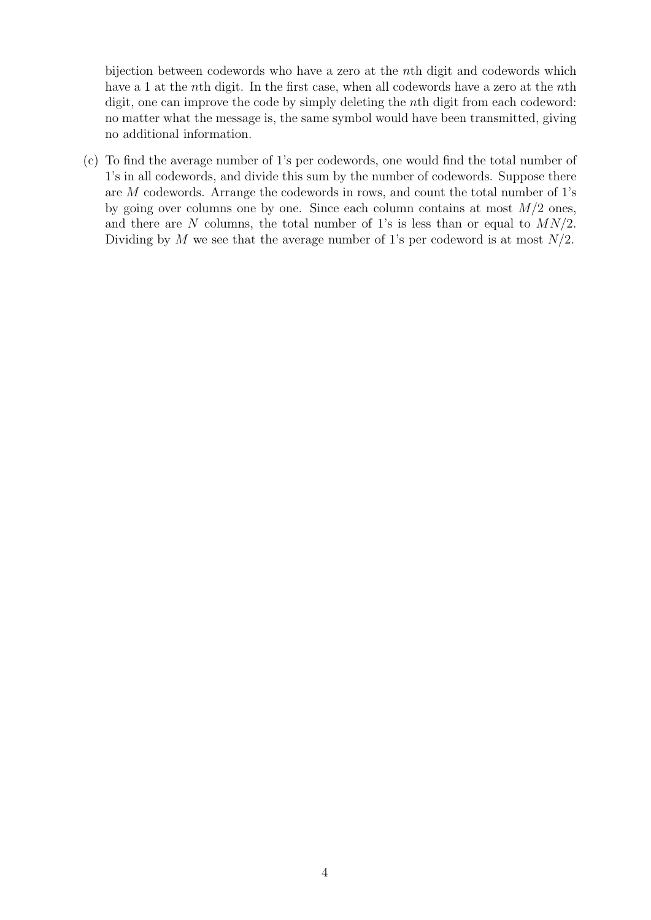bijection between codewords who have a zero at the $n$th digit and codewords which have a 1 at the $n$th digit. In the first case, when all codewords have a zero at the $n$th digit, one can improve the code by simply deleting the $n$th digit from each codeword: no matter what the message is, the same symbol would have been transmitted, giving no additional information.

(c) To find the average number of 1's per codewords, one would find the total number of 1's in all codewords, and divide this sum by the number of codewords. Suppose there are $M$ codewords. Arrange the codewords in rows, and count the total number of 1's by going over columns one by one. Since each column contains at most $M/2$ ones, and there are $N$ columns, the total number of 1's is less than or equal to $MN/2$. Dividing by $M$ we see that the average number of 1's per codeword is at most $N/2$.